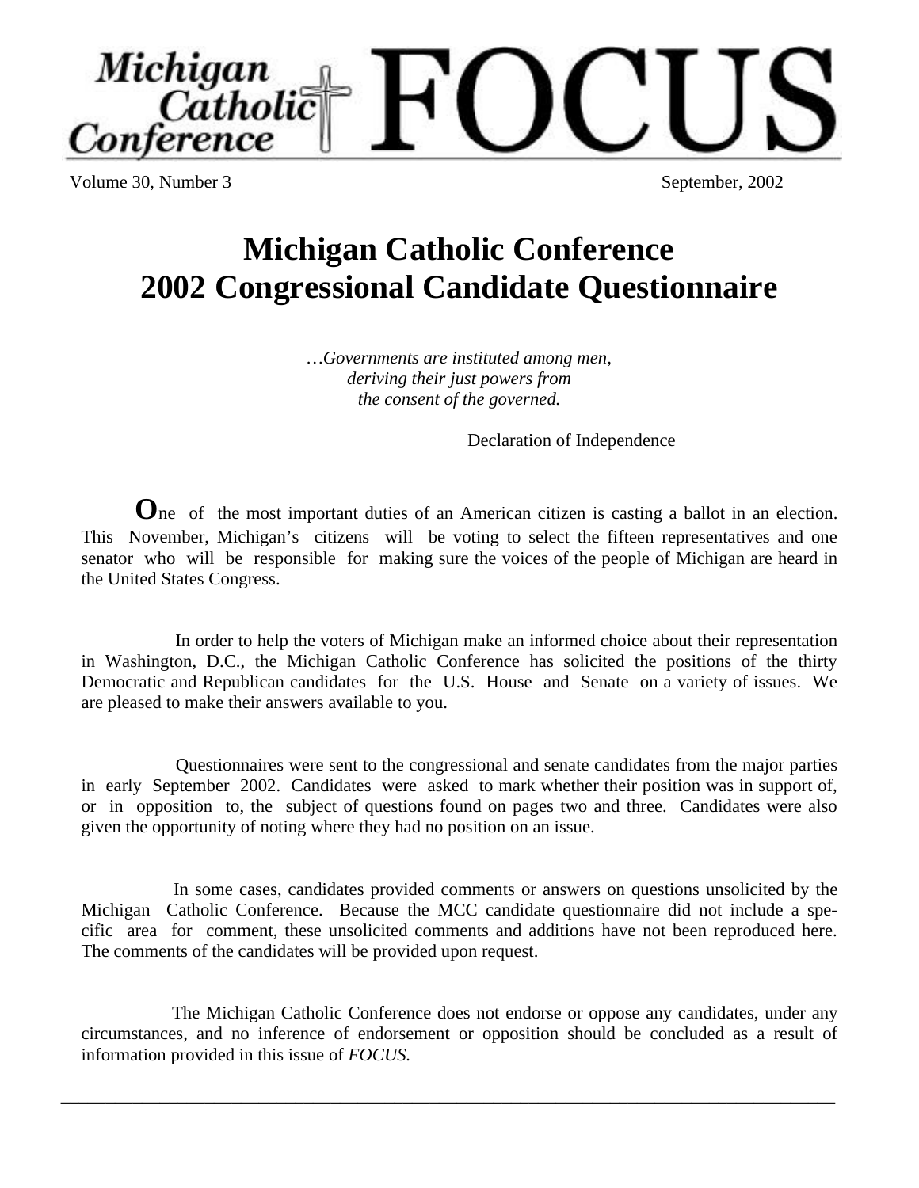# Michigan Catholic Conference FOCUS

Volume 30, Number 3 — September, 2002

## Michigan Catholic Conference 2002 Congressional Candidate Questionnaire

*…Governments are instituted among men,*
*deriving their just powers from*
*the consent of the governed.*

Declaration of Independence

**O**ne of the most important duties of an American citizen is casting a ballot in an election. This November, Michigan's citizens will be voting to select the fifteen representatives and one senator who will be responsible for making sure the voices of the people of Michigan are heard in the United States Congress.

In order to help the voters of Michigan make an informed choice about their representation in Washington, D.C., the Michigan Catholic Conference has solicited the positions of the thirty Democratic and Republican candidates for the U.S. House and Senate on a variety of issues. We are pleased to make their answers available to you.

Questionnaires were sent to the congressional and senate candidates from the major parties in early September 2002. Candidates were asked to mark whether their position was in support of, or in opposition to, the subject of questions found on pages two and three. Candidates were also given the opportunity of noting where they had no position on an issue.

In some cases, candidates provided comments or answers on questions unsolicited by the Michigan Catholic Conference. Because the MCC candidate questionnaire did not include a specific area for comment, these unsolicited comments and additions have not been reproduced here. The comments of the candidates will be provided upon request.

The Michigan Catholic Conference does not endorse or oppose any candidates, under any circumstances, and no inference of endorsement or opposition should be concluded as a result of information provided in this issue of *FOCUS.*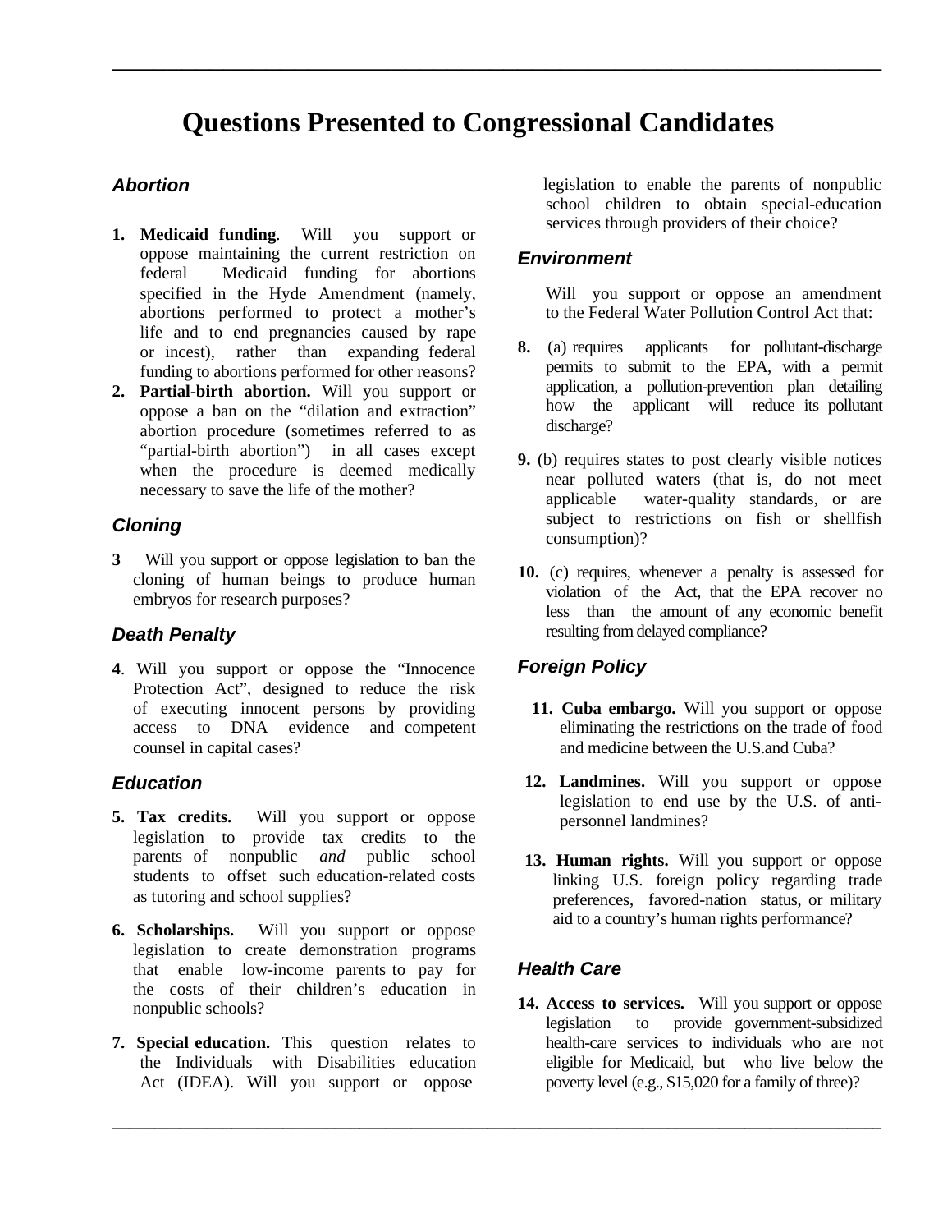# Questions Presented to Congressional Candidates

### Abortion

1. **Medicaid funding**. Will you support or oppose maintaining the current restriction on federal Medicaid funding for abortions specified in the Hyde Amendment (namely, abortions performed to protect a mother's life and to end pregnancies caused by rape or incest), rather than expanding federal funding to abortions performed for other reasons?
2. **Partial-birth abortion.** Will you support or oppose a ban on the "dilation and extraction" abortion procedure (sometimes referred to as "partial-birth abortion") in all cases except when the procedure is deemed medically necessary to save the life of the mother?

### Cloning

3 Will you support or oppose legislation to ban the cloning of human beings to produce human embryos for research purposes?

### Death Penalty

4. Will you support or oppose the "Innocence Protection Act", designed to reduce the risk of executing innocent persons by providing access to DNA evidence and competent counsel in capital cases?

### Education

5. **Tax credits.** Will you support or oppose legislation to provide tax credits to the parents of nonpublic *and* public school students to offset such education-related costs as tutoring and school supplies?

6. **Scholarships.** Will you support or oppose legislation to create demonstration programs that enable low-income parents to pay for the costs of their children's education in nonpublic schools?

7. **Special education.** This question relates to the Individuals with Disabilities education Act (IDEA). Will you support or oppose legislation to enable the parents of nonpublic school children to obtain special-education services through providers of their choice?

### Environment

Will you support or oppose an amendment to the Federal Water Pollution Control Act that:

8. (a) requires applicants for pollutant-discharge permits to submit to the EPA, with a permit application, a pollution-prevention plan detailing how the applicant will reduce its pollutant discharge?

9. (b) requires states to post clearly visible notices near polluted waters (that is, do not meet applicable water-quality standards, or are subject to restrictions on fish or shellfish consumption)?

10. (c) requires, whenever a penalty is assessed for violation of the Act, that the EPA recover no less than the amount of any economic benefit resulting from delayed compliance?

### Foreign Policy

11. **Cuba embargo.** Will you support or oppose eliminating the restrictions on the trade of food and medicine between the U.S.and Cuba?

12. **Landmines.** Will you support or oppose legislation to end use by the U.S. of anti-personnel landmines?

13. **Human rights.** Will you support or oppose linking U.S. foreign policy regarding trade preferences, favored-nation status, or military aid to a country's human rights performance?

### Health Care

14. **Access to services.** Will you support or oppose legislation to provide government-subsidized health-care services to individuals who are not eligible for Medicaid, but who live below the poverty level (e.g., $15,020 for a family of three)?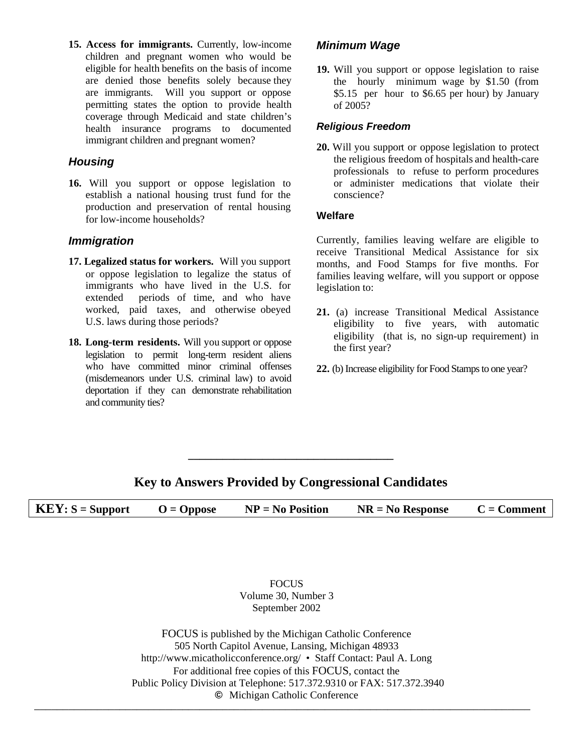**15. Access for immigrants.** Currently, low-income children and pregnant women who would be eligible for health benefits on the basis of income are denied those benefits solely because they are immigrants. Will you support or oppose permitting states the option to provide health coverage through Medicaid and state children's health insurance programs to documented immigrant children and pregnant women?

### *Housing*

**16.** Will you support or oppose legislation to establish a national housing trust fund for the production and preservation of rental housing for low-income households?

### *Immigration*

**17. Legalized status for workers.** Will you support or oppose legislation to legalize the status of immigrants who have lived in the U.S. for extended periods of time, and who have worked, paid taxes, and otherwise obeyed U.S. laws during those periods?

**18. Long-term residents.** Will you support or oppose legislation to permit long-term resident aliens who have committed minor criminal offenses (misdemeanors under U.S. criminal law) to avoid deportation if they can demonstrate rehabilitation and community ties?

### *Minimum Wage*

**19.** Will you support or oppose legislation to raise the hourly minimum wage by $1.50 (from $5.15 per hour to $6.65 per hour) by January of 2005?

### *Religious Freedom*

**20.** Will you support or oppose legislation to protect the religious freedom of hospitals and health-care professionals to refuse to perform procedures or administer medications that violate their conscience?

### Welfare

Currently, families leaving welfare are eligible to receive Transitional Medical Assistance for six months, and Food Stamps for five months. For families leaving welfare, will you support or oppose legislation to:

**21.** (a) increase Transitional Medical Assistance eligibility to five years, with automatic eligibility (that is, no sign-up requirement) in the first year?

**22.** (b) Increase eligibility for Food Stamps to one year?

---

## Key to Answers Provided by Congressional Candidates

| **KEY: S = Support** | **O = Oppose** | **NP = No Position** | **NR = No Response** | **C = Comment** |
|---|---|---|---|---|

FOCUS
Volume 30, Number 3
September 2002

FOCUS is published by the Michigan Catholic Conference
505 North Capitol Avenue, Lansing, Michigan 48933
http://www.micatholicconference.org/ • Staff Contact: Paul A. Long
For additional free copies of this FOCUS, contact the
Public Policy Division at Telephone: 517.372.9310 or FAX: 517.372.3940
© Michigan Catholic Conference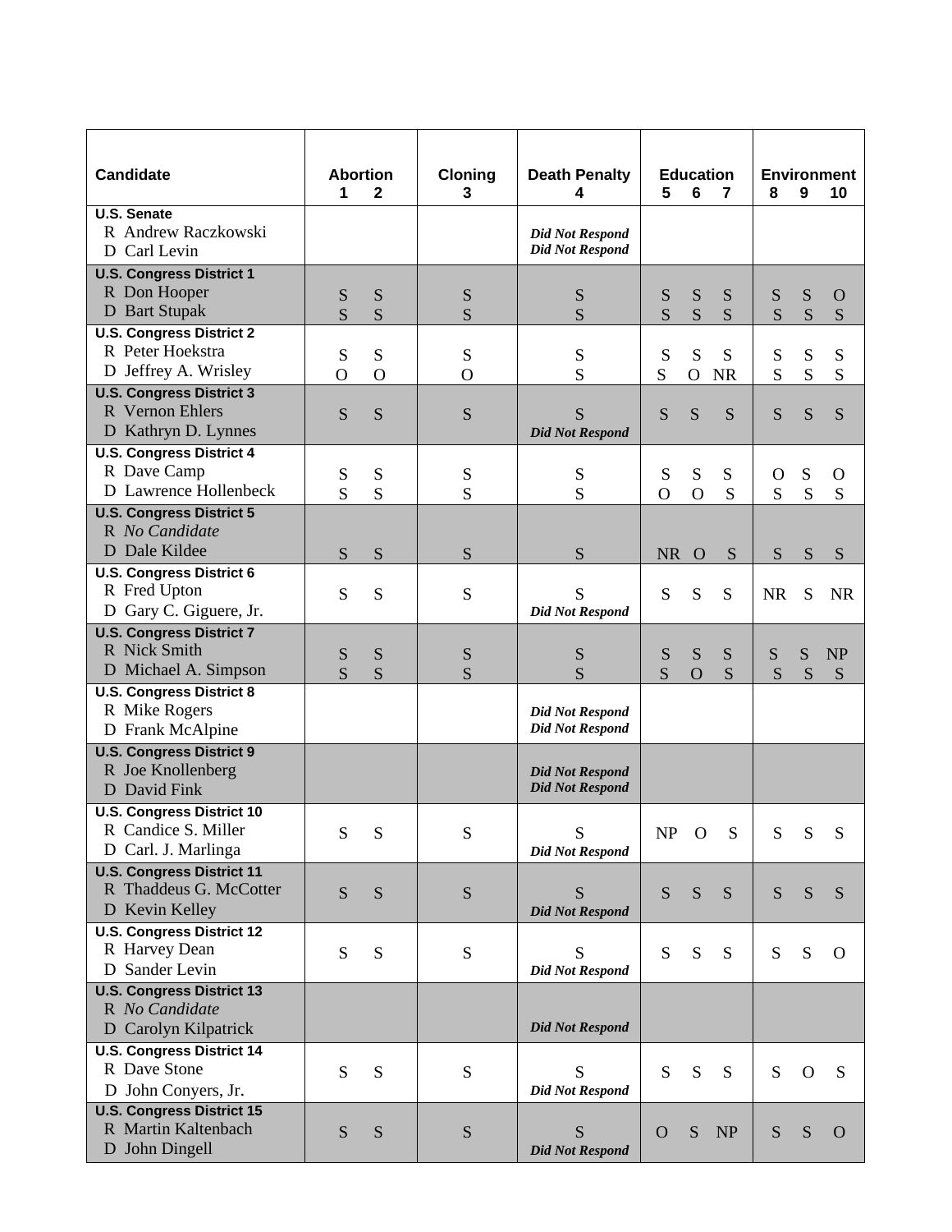| Candidate | Abortion 1 | 2 | Cloning 3 | Death Penalty 4 | Education 5 | 6 | 7 | Environment 8 | 9 | 10 |
|---|---|---|---|---|---|---|---|---|---|---|
| **U.S. Senate** | | | | | | | | | | |
| R Andrew Raczkowski | | | | *Did Not Respond* | | | | | | |
| D Carl Levin | | | | *Did Not Respond* | | | | | | |
| **U.S. Congress District 1** | | | | | | | | | | |
| R Don Hooper | S | S | S | S | S | S | S | S | S | O |
| D Bart Stupak | S | S | S | S | S | S | S | S | S | S |
| **U.S. Congress District 2** | | | | | | | | | | |
| R Peter Hoekstra | S | S | S | S | S | S | S | S | S | S |
| D Jeffrey A. Wrisley | O | O | O | S | S | O | NR | S | S | S |
| **U.S. Congress District 3** | | | | | | | | | | |
| R Vernon Ehlers | S | S | S | S | S | S | S | S | S | S |
| D Kathryn D. Lynnes | | | | *Did Not Respond* | | | | | | |
| **U.S. Congress District 4** | | | | | | | | | | |
| R Dave Camp | S | S | S | S | S | S | S | O | S | O |
| D Lawrence Hollenbeck | S | S | S | S | O | O | S | S | S | S |
| **U.S. Congress District 5** | | | | | | | | | | |
| R *No Candidate* | | | | | | | | | | |
| D Dale Kildee | S | S | S | S | NR | O | S | S | S | S |
| **U.S. Congress District 6** | | | | | | | | | | |
| R Fred Upton | S | S | S | S | S | S | S | NR | S | NR |
| D Gary C. Giguere, Jr. | | | | *Did Not Respond* | | | | | | |
| **U.S. Congress District 7** | | | | | | | | | | |
| R Nick Smith | S | S | S | S | S | S | S | S | S | NP |
| D Michael A. Simpson | S | S | S | S | S | O | S | S | S | S |
| **U.S. Congress District 8** | | | | | | | | | | |
| R Mike Rogers | | | | *Did Not Respond* | | | | | | |
| D Frank McAlpine | | | | *Did Not Respond* | | | | | | |
| **U.S. Congress District 9** | | | | | | | | | | |
| R Joe Knollenberg | | | | *Did Not Respond* | | | | | | |
| D David Fink | | | | *Did Not Respond* | | | | | | |
| **U.S. Congress District 10** | | | | | | | | | | |
| R Candice S. Miller | S | S | S | S | NP | O | S | S | S | S |
| D Carl. J. Marlinga | | | | *Did Not Respond* | | | | | | |
| **U.S. Congress District 11** | | | | | | | | | | |
| R Thaddeus G. McCotter | S | S | S | S | S | S | S | S | S | S |
| D Kevin Kelley | | | | *Did Not Respond* | | | | | | |
| **U.S. Congress District 12** | | | | | | | | | | |
| R Harvey Dean | S | S | S | S | S | S | S | S | S | O |
| D Sander Levin | | | | *Did Not Respond* | | | | | | |
| **U.S. Congress District 13** | | | | | | | | | | |
| R *No Candidate* | | | | | | | | | | |
| D Carolyn Kilpatrick | | | | *Did Not Respond* | | | | | | |
| **U.S. Congress District 14** | | | | | | | | | | |
| R Dave Stone | S | S | S | S | S | S | S | S | O | S |
| D John Conyers, Jr. | | | | *Did Not Respond* | | | | | | |
| **U.S. Congress District 15** | | | | | | | | | | |
| R Martin Kaltenbach | S | S | S | S | O | S | NP | S | S | O |
| D John Dingell | | | | *Did Not Respond* | | | | | | |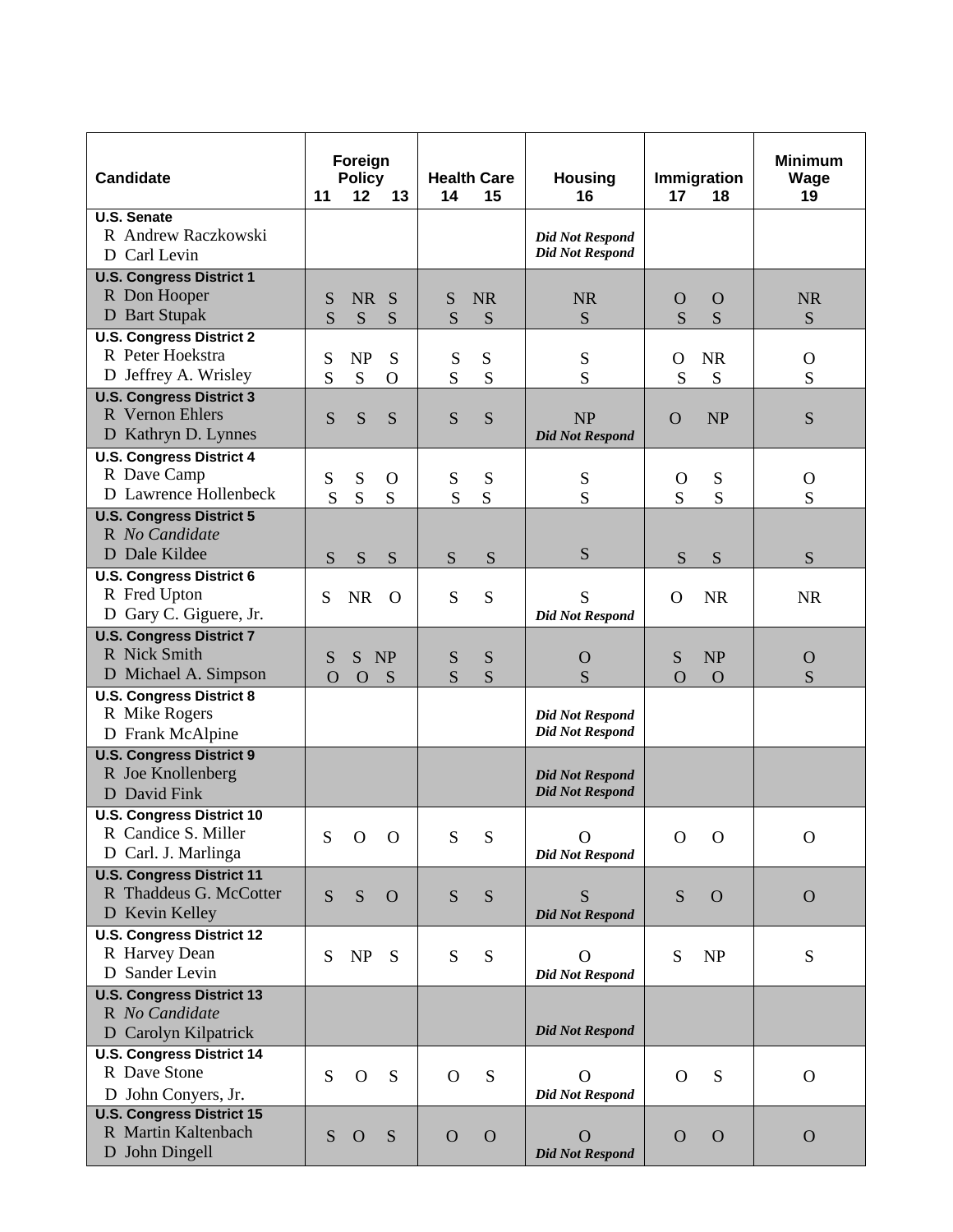| Candidate | Foreign Policy | | | Health Care | | Housing | Immigration | | Minimum Wage |
|---|---|---|---|---|---|---|---|---|---|
| | 11 | 12 | 13 | 14 | 15 | 16 | 17 | 18 | 19 |
| **U.S. Senate** | | | | | | | | | |
| R Andrew Raczkowski | | | | | | ***Did Not Respond*** | | | |
| D Carl Levin | | | | | | ***Did Not Respond*** | | | |
| **U.S. Congress District 1** | | | | | | | | | |
| R Don Hooper | S | NR | S | S | NR | NR | O | O | NR |
| D Bart Stupak | S | S | S | S | S | S | S | S | S |
| **U.S. Congress District 2** | | | | | | | | | |
| R Peter Hoekstra | S | NP | S | S | S | S | O | NR | O |
| D Jeffrey A. Wrisley | S | S | O | S | S | S | S | S | S |
| **U.S. Congress District 3** | | | | | | | | | |
| R Vernon Ehlers | S | S | S | S | S | NP | O | NP | S |
| D Kathryn D. Lynnes | | | | | | ***Did Not Respond*** | | | |
| **U.S. Congress District 4** | | | | | | | | | |
| R Dave Camp | S | S | O | S | S | S | O | S | O |
| D Lawrence Hollenbeck | S | S | S | S | S | S | S | S | S |
| **U.S. Congress District 5** | | | | | | | | | |
| R *No Candidate* | | | | | | | | | |
| D Dale Kildee | S | S | S | S | S | S | S | S | S |
| **U.S. Congress District 6** | | | | | | | | | |
| R Fred Upton | S | NR | O | S | S | S | O | NR | NR |
| D Gary C. Giguere, Jr. | | | | | | ***Did Not Respond*** | | | |
| **U.S. Congress District 7** | | | | | | | | | |
| R Nick Smith | S | S | NP | S | S | O | S | NP | O |
| D Michael A. Simpson | O | O | S | S | S | S | O | O | S |
| **U.S. Congress District 8** | | | | | | | | | |
| R Mike Rogers | | | | | | ***Did Not Respond*** | | | |
| D Frank McAlpine | | | | | | ***Did Not Respond*** | | | |
| **U.S. Congress District 9** | | | | | | | | | |
| R Joe Knollenberg | | | | | | ***Did Not Respond*** | | | |
| D David Fink | | | | | | ***Did Not Respond*** | | | |
| **U.S. Congress District 10** | | | | | | | | | |
| R Candice S. Miller | S | O | O | S | S | O | O | O | O |
| D Carl. J. Marlinga | | | | | | ***Did Not Respond*** | | | |
| **U.S. Congress District 11** | | | | | | | | | |
| R Thaddeus G. McCotter | S | S | O | S | S | S | S | O | O |
| D Kevin Kelley | | | | | | ***Did Not Respond*** | | | |
| **U.S. Congress District 12** | | | | | | | | | |
| R Harvey Dean | S | NP | S | S | S | O | S | NP | S |
| D Sander Levin | | | | | | ***Did Not Respond*** | | | |
| **U.S. Congress District 13** | | | | | | | | | |
| R *No Candidate* | | | | | | | | | |
| D Carolyn Kilpatrick | | | | | | ***Did Not Respond*** | | | |
| **U.S. Congress District 14** | | | | | | | | | |
| R Dave Stone | S | O | S | O | S | O | O | S | O |
| D John Conyers, Jr. | | | | | | ***Did Not Respond*** | | | |
| **U.S. Congress District 15** | | | | | | | | | |
| R Martin Kaltenbach | S | O | S | O | O | O | O | O | O |
| D John Dingell | | | | | | ***Did Not Respond*** | | | |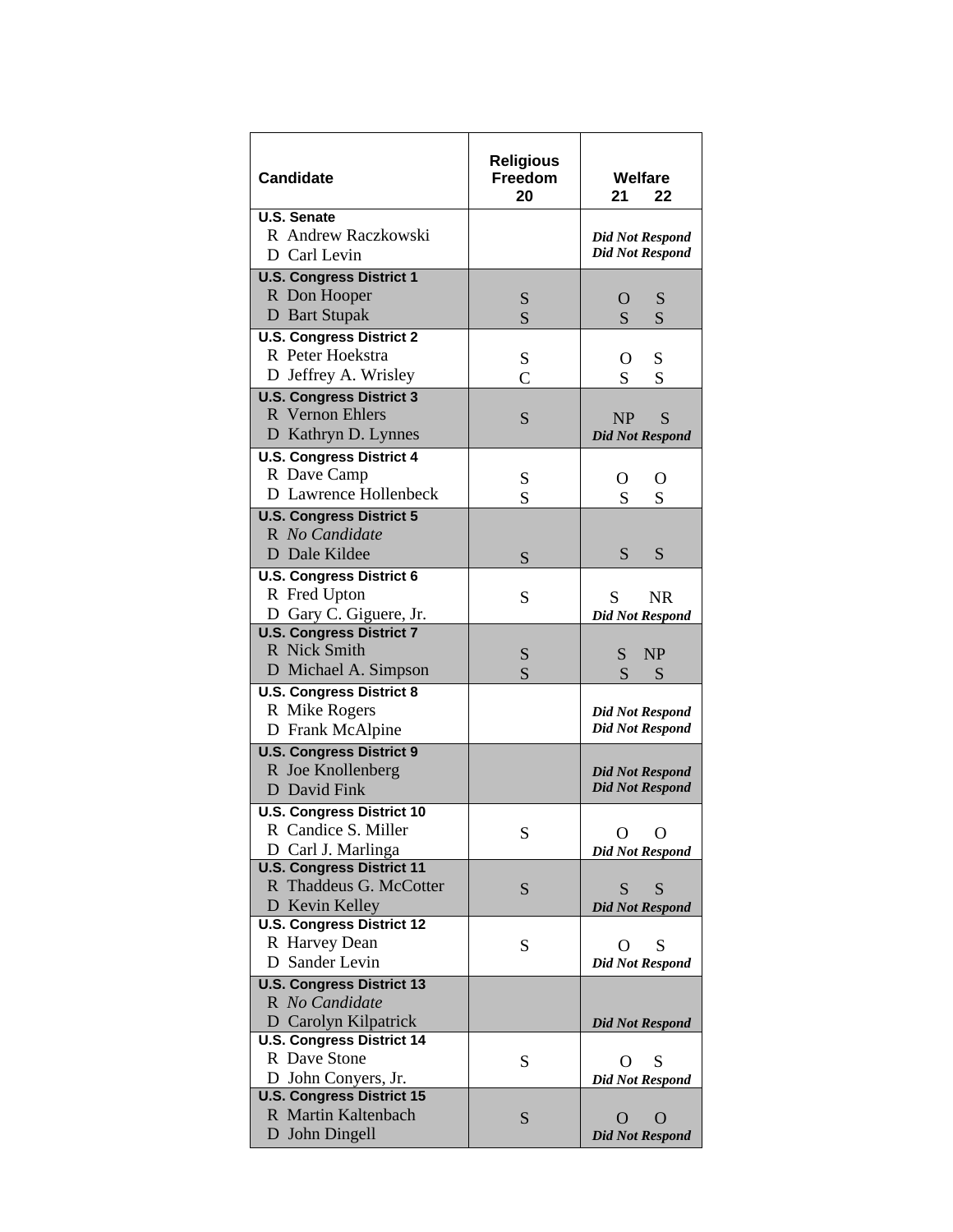| Candidate | Religious Freedom 20 | Welfare 21 | Welfare 22 |
|---|---|---|---|
| **U.S. Senate** | | | |
| R Andrew Raczkowski | | *Did Not Respond* | |
| D Carl Levin | | *Did Not Respond* | |
| **U.S. Congress District 1** | | | |
| R Don Hooper | S | O | S |
| D Bart Stupak | S | S | S |
| **U.S. Congress District 2** | | | |
| R Peter Hoekstra | S | O | S |
| D Jeffrey A. Wrisley | C | S | S |
| **U.S. Congress District 3** | | | |
| R Vernon Ehlers | S | NP | S |
| D Kathryn D. Lynnes | | *Did Not Respond* | |
| **U.S. Congress District 4** | | | |
| R Dave Camp | S | O | O |
| D Lawrence Hollenbeck | S | S | S |
| **U.S. Congress District 5** | | | |
| R *No Candidate* | | | |
| D Dale Kildee | S | S | S |
| **U.S. Congress District 6** | | | |
| R Fred Upton | S | S | NR |
| D Gary C. Giguere, Jr. | | *Did Not Respond* | |
| **U.S. Congress District 7** | | | |
| R Nick Smith | S | S | NP |
| D Michael A. Simpson | S | S | S |
| **U.S. Congress District 8** | | | |
| R Mike Rogers | | *Did Not Respond* | |
| D Frank McAlpine | | *Did Not Respond* | |
| **U.S. Congress District 9** | | | |
| R Joe Knollenberg | | *Did Not Respond* | |
| D David Fink | | *Did Not Respond* | |
| **U.S. Congress District 10** | | | |
| R Candice S. Miller | S | O | O |
| D Carl J. Marlinga | | *Did Not Respond* | |
| **U.S. Congress District 11** | | | |
| R Thaddeus G. McCotter | S | S | S |
| D Kevin Kelley | | *Did Not Respond* | |
| **U.S. Congress District 12** | | | |
| R Harvey Dean | S | O | S |
| D Sander Levin | | *Did Not Respond* | |
| **U.S. Congress District 13** | | | |
| R *No Candidate* | | | |
| D Carolyn Kilpatrick | | *Did Not Respond* | |
| **U.S. Congress District 14** | | | |
| R Dave Stone | S | O | S |
| D John Conyers, Jr. | | *Did Not Respond* | |
| **U.S. Congress District 15** | | | |
| R Martin Kaltenbach | S | O | O |
| D John Dingell | | *Did Not Respond* | |